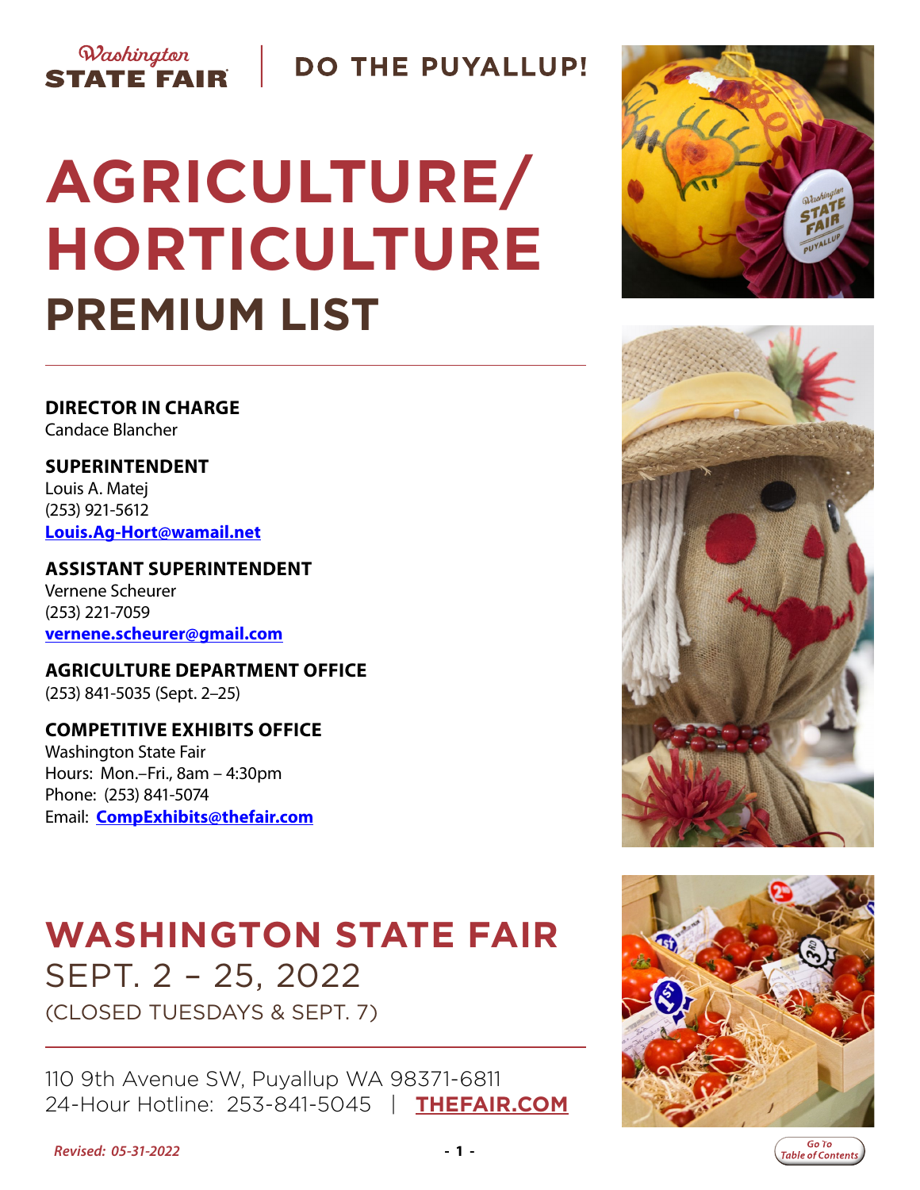Washington STATE FAIR | DO THE PUYALLUP!

# AGRICULTURE/ HORTICULTURE
## PREMIUM LIST

**DIRECTOR IN CHARGE**
Candace Blancher

**SUPERINTENDENT**
Louis A. Matej
(253) 921-5612
**Louis.Ag-Hort@wamail.net**

**ASSISTANT SUPERINTENDENT**
Vernene Scheurer
(253) 221-7059
**vernene.scheurer@gmail.com**

**AGRICULTURE DEPARTMENT OFFICE**
(253) 841-5035 (Sept. 2–25)

**COMPETITIVE EXHIBITS OFFICE**
Washington State Fair
Hours: Mon.–Fri., 8am – 4:30pm
Phone: (253) 841-5074
Email: **CompExhibits@thefair.com**

## WASHINGTON STATE FAIR
SEPT. 2 – 25, 2022
(CLOSED TUESDAYS & SEPT. 7)

110 9th Avenue SW, Puyallup WA 98371-6811
24-Hour Hotline: 253-841-5045 | **THEFAIR.COM**

*Revised: 05-31-2022*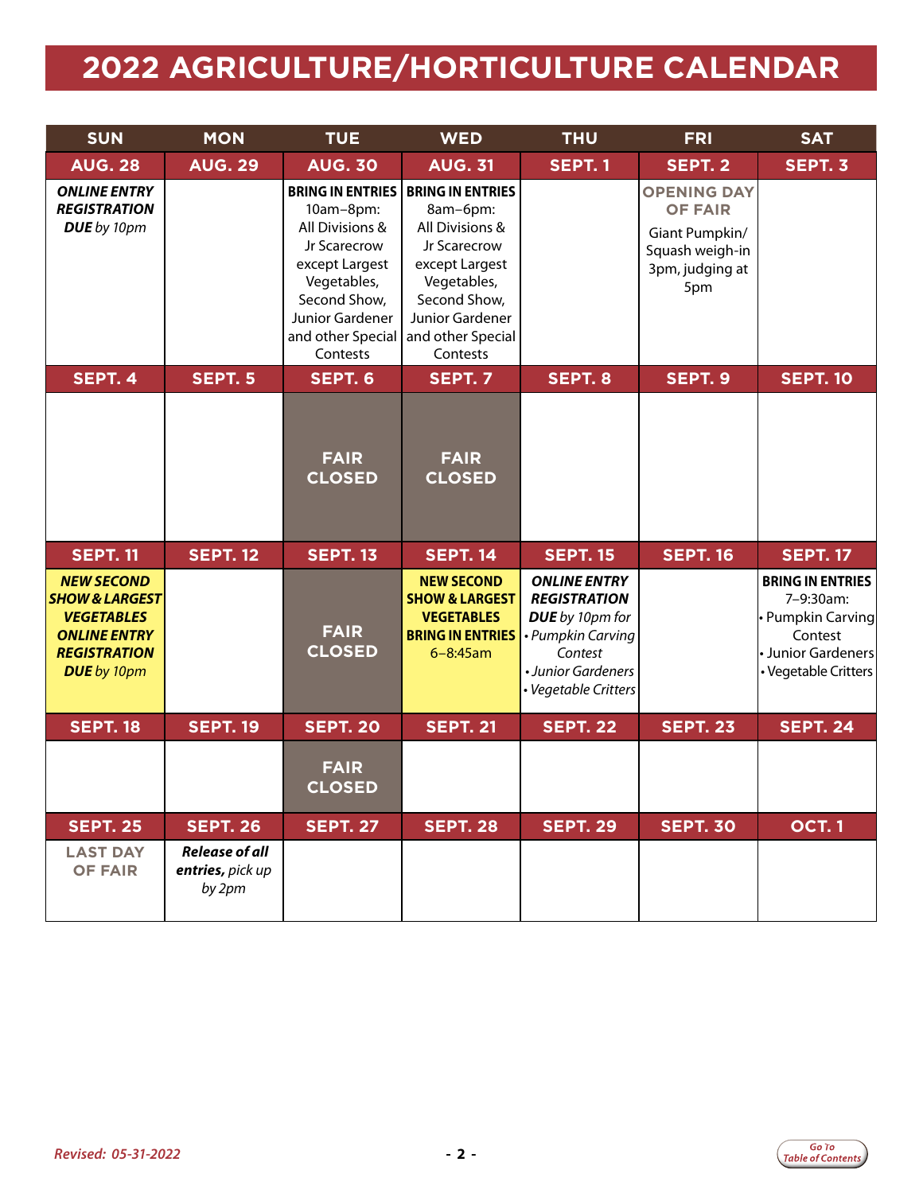# 2022 AGRICULTURE/HORTICULTURE CALENDAR

| SUN | MON | TUE | WED | THU | FRI | SAT |
|---|---|---|---|---|---|---|
| **AUG. 28** | **AUG. 29** | **AUG. 30** | **AUG. 31** | **SEPT. 1** | **SEPT. 2** | **SEPT. 3** |
| ***ONLINE ENTRY REGISTRATION DUE*** *by 10pm* | | **BRING IN ENTRIES** 10am–8pm: All Divisions & Jr Scarecrow except Largest Vegetables, Second Show, Junior Gardener and other Special Contests | **BRING IN ENTRIES** 8am–6pm: All Divisions & Jr Scarecrow except Largest Vegetables, Second Show, Junior Gardener and other Special Contests | | **OPENING DAY OF FAIR** Giant Pumpkin/ Squash weigh-in 3pm, judging at 5pm | |
| **SEPT. 4** | **SEPT. 5** | **SEPT. 6** | **SEPT. 7** | **SEPT. 8** | **SEPT. 9** | **SEPT. 10** |
| | | **FAIR CLOSED** | **FAIR CLOSED** | | | |
| **SEPT. 11** | **SEPT. 12** | **SEPT. 13** | **SEPT. 14** | **SEPT. 15** | **SEPT. 16** | **SEPT. 17** |
| ***NEW SECOND SHOW & LARGEST VEGETABLES ONLINE ENTRY REGISTRATION DUE*** *by 10pm* | | **FAIR CLOSED** | **NEW SECOND SHOW & LARGEST VEGETABLES BRING IN ENTRIES** 6–8:45am | ***ONLINE ENTRY REGISTRATION DUE*** *by 10pm for* • *Pumpkin Carving Contest* • *Junior Gardeners* • *Vegetable Critters* | | **BRING IN ENTRIES** 7–9:30am: • Pumpkin Carving Contest • Junior Gardeners • Vegetable Critters |
| **SEPT. 18** | **SEPT. 19** | **SEPT. 20** | **SEPT. 21** | **SEPT. 22** | **SEPT. 23** | **SEPT. 24** |
| | | **FAIR CLOSED** | | | | |
| **SEPT. 25** | **SEPT. 26** | **SEPT. 27** | **SEPT. 28** | **SEPT. 29** | **SEPT. 30** | **OCT. 1** |
| **LAST DAY OF FAIR** | ***Release of all entries,*** *pick up by 2pm* | | | | | |

*Revised: 05-31-2022*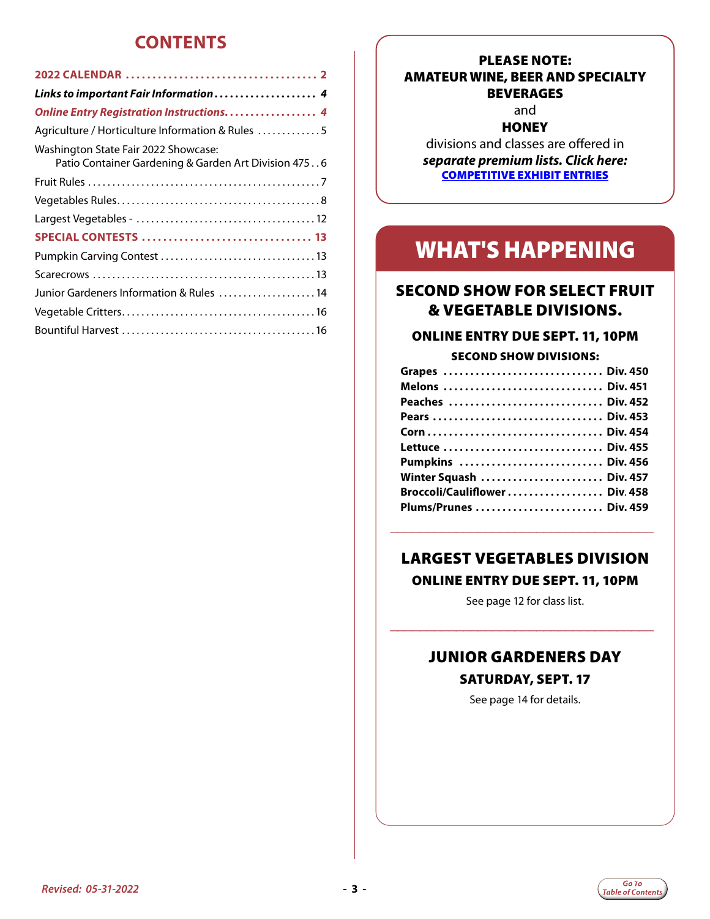# CONTENTS

- **2022 CALENDAR** .................................... 2
- ***Links to important Fair Information*** .................... 4
- ***Online Entry Registration Instructions.*** .................. 4
- Agriculture / Horticulture Information & Rules ............. 5
- Washington State Fair 2022 Showcase: Patio Container Gardening & Garden Art Division 475 . . 6
- Fruit Rules ................................................ 7
- Vegetables Rules.......................................... 8
- Largest Vegetables - ..................................... 12
- **SPECIAL CONTESTS** ................................ 13
- Pumpkin Carving Contest ................................ 13
- Scarecrows ............................................... 13
- Junior Gardeners Information & Rules .................... 14
- Vegetable Critters........................................ 16
- Bountiful Harvest ........................................ 16

**PLEASE NOTE:**
**AMATEUR WINE, BEER AND SPECIALTY BEVERAGES**
and
**HONEY**
divisions and classes are offered in ***separate premium lists. Click here:***
**COMPETITIVE EXHIBIT ENTRIES**

# WHAT'S HAPPENING

## SECOND SHOW FOR SELECT FRUIT & VEGETABLE DIVISIONS.

### ONLINE ENTRY DUE SEPT. 11, 10PM

**SECOND SHOW DIVISIONS:**

- **Grapes** ............................. **Div. 450**
- **Melons** ............................. **Div. 451**
- **Peaches** ............................ **Div. 452**
- **Pears** ................................ **Div. 453**
- **Corn** ................................. **Div. 454**
- **Lettuce** ............................. **Div. 455**
- **Pumpkins** ........................... **Div. 456**
- **Winter Squash** ...................... **Div. 457**
- **Broccoli/Cauliflower** ................ **Div. 458**
- **Plums/Prunes** ....................... **Div. 459**

## LARGEST VEGETABLES DIVISION

### ONLINE ENTRY DUE SEPT. 11, 10PM

See page 12 for class list.

## JUNIOR GARDENERS DAY

### SATURDAY, SEPT. 17

See page 14 for details.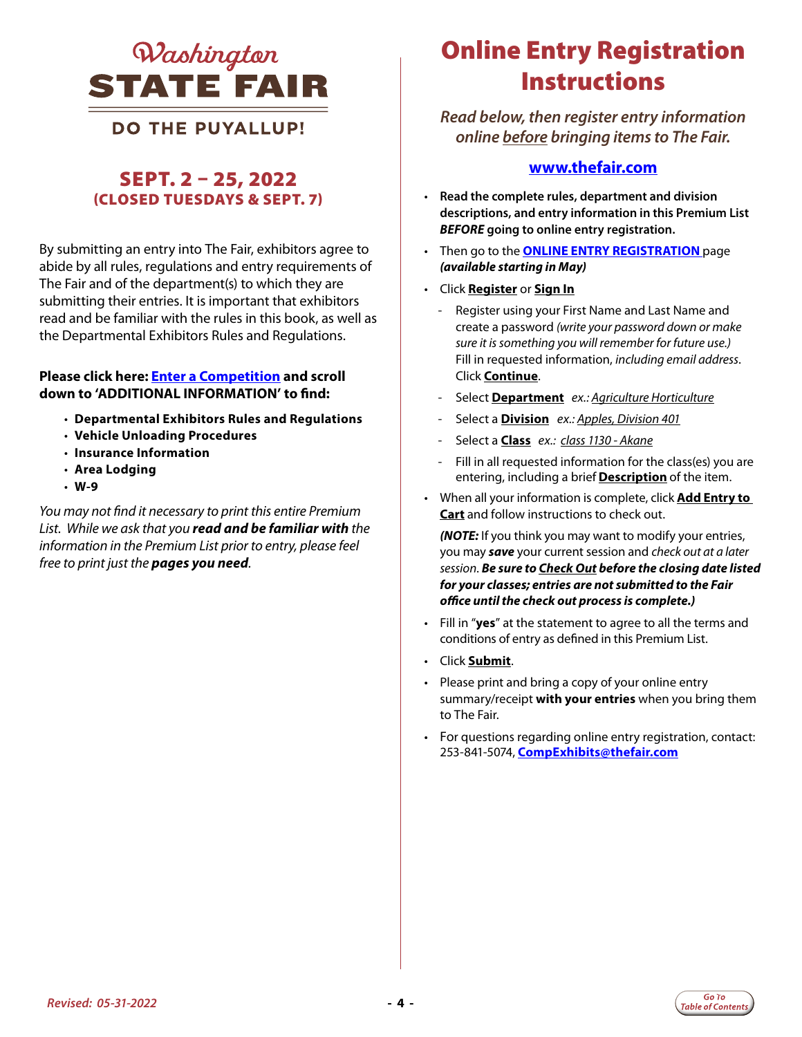# Washington STATE FAIR

DO THE PUYALLUP!

## SEPT. 2 – 25, 2022
**(CLOSED TUESDAYS & SEPT. 7)**

By submitting an entry into The Fair, exhibitors agree to abide by all rules, regulations and entry requirements of The Fair and of the department(s) to which they are submitting their entries. It is important that exhibitors read and be familiar with the rules in this book, as well as the Departmental Exhibitors Rules and Regulations.

**Please click here: Enter a Competition and scroll down to 'ADDITIONAL INFORMATION' to find:**

- **Departmental Exhibitors Rules and Regulations**
- **Vehicle Unloading Procedures**
- **Insurance Information**
- **Area Lodging**
- **W-9**

*You may not find it necessary to print this entire Premium List. While we ask that you **read and be familiar with** the information in the Premium List prior to entry, please feel free to print just the **pages you need**.*

# Online Entry Registration Instructions

*Read below, then register entry information online before bringing items to The Fair.*

**www.thefair.com**

- **Read the complete rules, department and division descriptions, and entry information in this Premium List *BEFORE* going to online entry registration.**
- Then go to the **ONLINE ENTRY REGISTRATION** page ***(available starting in May)***
- Click **Register** or **Sign In**
  - Register using your First Name and Last Name and create a password *(write your password down or make sure it is something you will remember for future use.)* Fill in requested information, *including email address*. Click **Continue**.
  - Select **Department** *ex.: Agriculture Horticulture*
  - Select a **Division** *ex.: Apples, Division 401*
  - Select a **Class** *ex.: class 1130 - Akane*
  - Fill in all requested information for the class(es) you are entering, including a brief **Description** of the item.
- When all your information is complete, click **Add Entry to Cart** and follow instructions to check out.

  ***(NOTE:** If you think you may want to modify your entries, you may **save** your current session and check out at a later session. **Be sure to Check Out before the closing date listed for your classes; entries are not submitted to the Fair office until the check out process is complete.)***
- Fill in "**yes**" at the statement to agree to all the terms and conditions of entry as defined in this Premium List.
- Click **Submit**.
- Please print and bring a copy of your online entry summary/receipt **with your entries** when you bring them to The Fair.
- For questions regarding online entry registration, contact: 253-841-5074, **CompExhibits@thefair.com**

*Revised: 05-31-2022*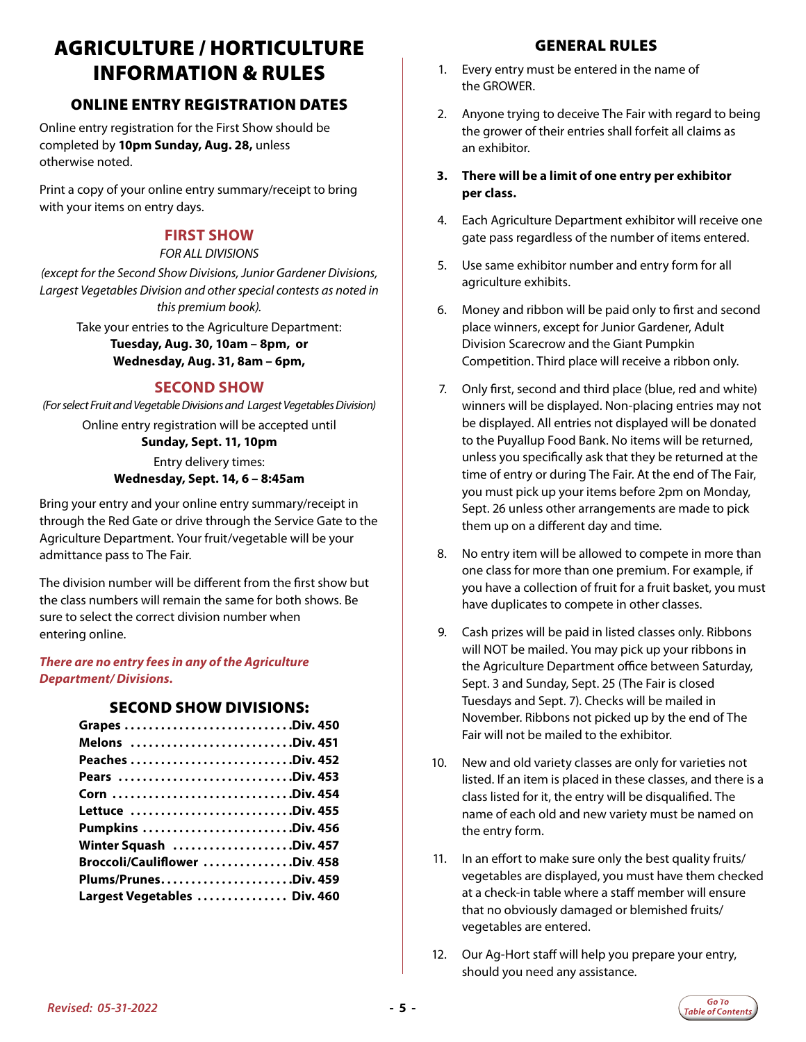# AGRICULTURE / HORTICULTURE INFORMATION & RULES

## ONLINE ENTRY REGISTRATION DATES

Online entry registration for the First Show should be completed by **10pm Sunday, Aug. 28,** unless otherwise noted.

Print a copy of your online entry summary/receipt to bring with your items on entry days.

### FIRST SHOW

*FOR ALL DIVISIONS*

*(except for the Second Show Divisions, Junior Gardener Divisions, Largest Vegetables Division and other special contests as noted in this premium book).*

Take your entries to the Agriculture Department:
**Tuesday, Aug. 30, 10am – 8pm, or**
**Wednesday, Aug. 31, 8am – 6pm,**

### SECOND SHOW

*(For select Fruit and Vegetable Divisions and Largest Vegetables Division)*

Online entry registration will be accepted until
**Sunday, Sept. 11, 10pm**

Entry delivery times:
**Wednesday, Sept. 14, 6 – 8:45am**

Bring your entry and your online entry summary/receipt in through the Red Gate or drive through the Service Gate to the Agriculture Department. Your fruit/vegetable will be your admittance pass to The Fair.

The division number will be different from the first show but the class numbers will remain the same for both shows. Be sure to select the correct division number when entering online.

***There are no entry fees in any of the Agriculture Department/ Divisions.***

## SECOND SHOW DIVISIONS:

| | |
|---|---|
| **Grapes** | **Div. 450** |
| **Melons** | **Div. 451** |
| **Peaches** | **Div. 452** |
| **Pears** | **Div. 453** |
| **Corn** | **Div. 454** |
| **Lettuce** | **Div. 455** |
| **Pumpkins** | **Div. 456** |
| **Winter Squash** | **Div. 457** |
| **Broccoli/Cauliflower** | **Div. 458** |
| **Plums/Prunes** | **Div. 459** |
| **Largest Vegetables** | **Div. 460** |

## GENERAL RULES

1. Every entry must be entered in the name of the GROWER.
2. Anyone trying to deceive The Fair with regard to being the grower of their entries shall forfeit all claims as an exhibitor.
3. **There will be a limit of one entry per exhibitor per class.**
4. Each Agriculture Department exhibitor will receive one gate pass regardless of the number of items entered.
5. Use same exhibitor number and entry form for all agriculture exhibits.
6. Money and ribbon will be paid only to first and second place winners, except for Junior Gardener, Adult Division Scarecrow and the Giant Pumpkin Competition. Third place will receive a ribbon only.
7. Only first, second and third place (blue, red and white) winners will be displayed. Non-placing entries may not be displayed. All entries not displayed will be donated to the Puyallup Food Bank. No items will be returned, unless you specifically ask that they be returned at the time of entry or during The Fair. At the end of The Fair, you must pick up your items before 2pm on Monday, Sept. 26 unless other arrangements are made to pick them up on a different day and time.
8. No entry item will be allowed to compete in more than one class for more than one premium. For example, if you have a collection of fruit for a fruit basket, you must have duplicates to compete in other classes.
9. Cash prizes will be paid in listed classes only. Ribbons will NOT be mailed. You may pick up your ribbons in the Agriculture Department office between Saturday, Sept. 3 and Sunday, Sept. 25 (The Fair is closed Tuesdays and Sept. 7). Checks will be mailed in November. Ribbons not picked up by the end of The Fair will not be mailed to the exhibitor.
10. New and old variety classes are only for varieties not listed. If an item is placed in these classes, and there is a class listed for it, the entry will be disqualified. The name of each old and new variety must be named on the entry form.
11. In an effort to make sure only the best quality fruits/vegetables are displayed, you must have them checked at a check-in table where a staff member will ensure that no obviously damaged or blemished fruits/vegetables are entered.
12. Our Ag-Hort staff will help you prepare your entry, should you need any assistance.

*Revised: 05-31-2022*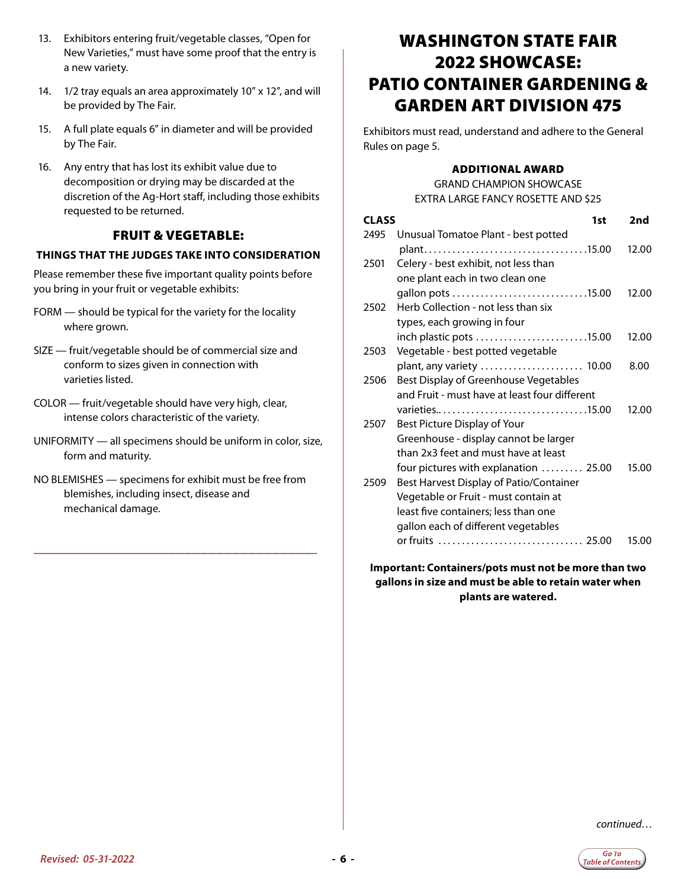13. Exhibitors entering fruit/vegetable classes, "Open for New Varieties," must have some proof that the entry is a new variety.
14. 1/2 tray equals an area approximately 10" x 12", and will be provided by The Fair.
15. A full plate equals 6" in diameter and will be provided by The Fair.
16. Any entry that has lost its exhibit value due to decomposition or drying may be discarded at the discretion of the Ag-Hort staff, including those exhibits requested to be returned.

## FRUIT & VEGETABLE:

### THINGS THAT THE JUDGES TAKE INTO CONSIDERATION

Please remember these five important quality points before you bring in your fruit or vegetable exhibits:

FORM — should be typical for the variety for the locality where grown.

SIZE — fruit/vegetable should be of commercial size and conform to sizes given in connection with varieties listed.

COLOR — fruit/vegetable should have very high, clear, intense colors characteristic of the variety.

UNIFORMITY — all specimens should be uniform in color, size, form and maturity.

NO BLEMISHES — specimens for exhibit must be free from blemishes, including insect, disease and mechanical damage.

# WASHINGTON STATE FAIR 2022 SHOWCASE: PATIO CONTAINER GARDENING & GARDEN ART DIVISION 475

Exhibitors must read, understand and adhere to the General Rules on page 5.

### ADDITIONAL AWARD

GRAND CHAMPION SHOWCASE
EXTRA LARGE FANCY ROSETTE AND $25

| CLASS | | 1st | 2nd |
|---|---|---|---|
| 2495 | Unusual Tomatoe Plant - best potted plant | 15.00 | 12.00 |
| 2501 | Celery - best exhibit, not less than one plant each in two clean one gallon pots | 15.00 | 12.00 |
| 2502 | Herb Collection - not less than six types, each growing in four inch plastic pots | 15.00 | 12.00 |
| 2503 | Vegetable - best potted vegetable plant, any variety | 10.00 | 8.00 |
| 2506 | Best Display of Greenhouse Vegetables and Fruit - must have at least four different varieties. | 15.00 | 12.00 |
| 2507 | Best Picture Display of Your Greenhouse - display cannot be larger than 2x3 feet and must have at least four pictures with explanation | 25.00 | 15.00 |
| 2509 | Best Harvest Display of Patio/Container Vegetable or Fruit - must contain at least five containers; less than one gallon each of different vegetables or fruits | 25.00 | 15.00 |

**Important: Containers/pots must not be more than two gallons in size and must be able to retain water when plants are watered.**

*continued…*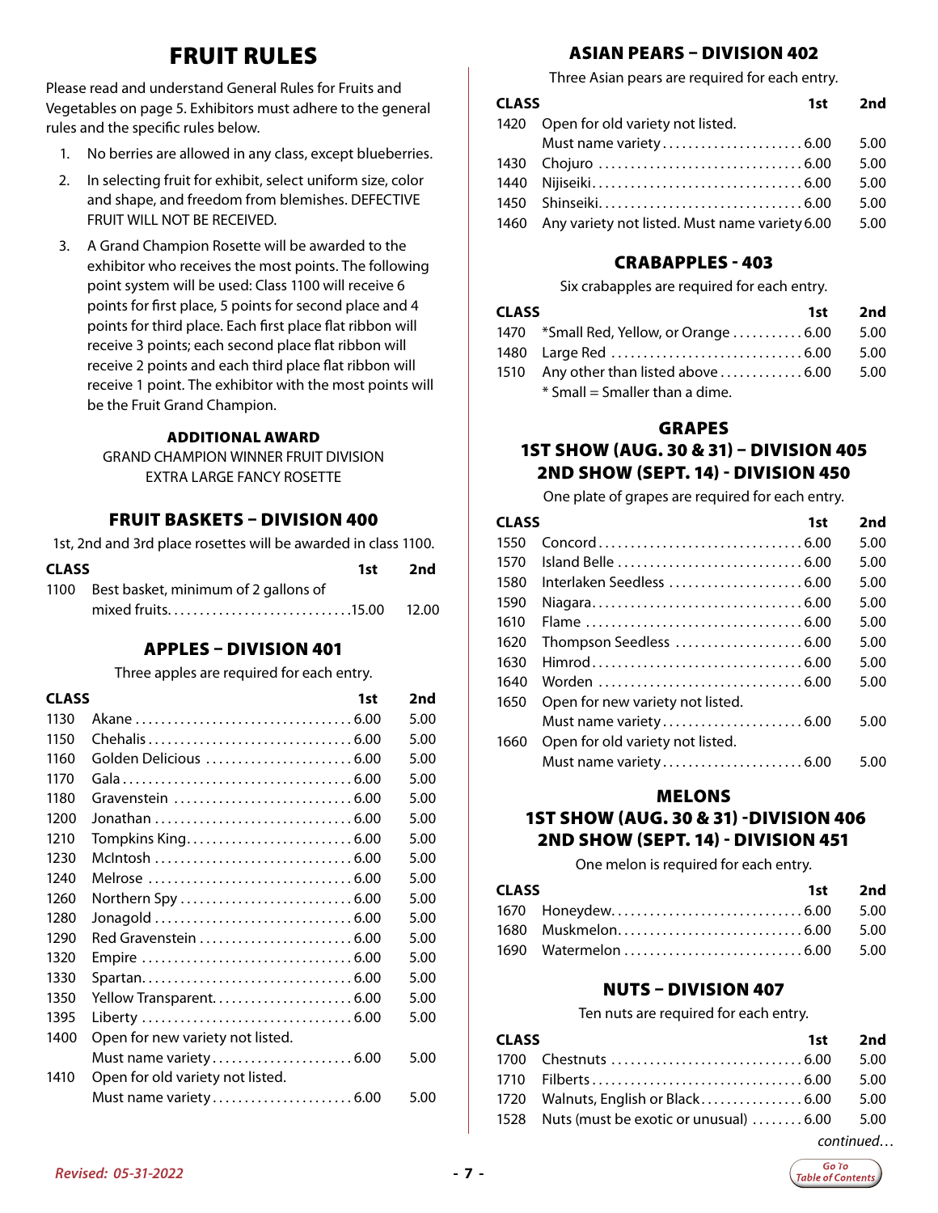# FRUIT RULES

Please read and understand General Rules for Fruits and Vegetables on page 5. Exhibitors must adhere to the general rules and the specific rules below.

1. No berries are allowed in any class, except blueberries.
2. In selecting fruit for exhibit, select uniform size, color and shape, and freedom from blemishes. DEFECTIVE FRUIT WILL NOT BE RECEIVED.
3. A Grand Champion Rosette will be awarded to the exhibitor who receives the most points. The following point system will be used: Class 1100 will receive 6 points for first place, 5 points for second place and 4 points for third place. Each first place flat ribbon will receive 3 points; each second place flat ribbon will receive 2 points and each third place flat ribbon will receive 1 point. The exhibitor with the most points will be the Fruit Grand Champion.

**ADDITIONAL AWARD**

GRAND CHAMPION WINNER FRUIT DIVISION
EXTRA LARGE FANCY ROSETTE

## FRUIT BASKETS – DIVISION 400

1st, 2nd and 3rd place rosettes will be awarded in class 1100.

| CLASS | | 1st | 2nd |
|---|---|---|---|
| 1100 | Best basket, minimum of 2 gallons of mixed fruits | 15.00 | 12.00 |

## APPLES – DIVISION 401

Three apples are required for each entry.

| CLASS | | 1st | 2nd |
|---|---|---|---|
| 1130 | Akane | 6.00 | 5.00 |
| 1150 | Chehalis | 6.00 | 5.00 |
| 1160 | Golden Delicious | 6.00 | 5.00 |
| 1170 | Gala | 6.00 | 5.00 |
| 1180 | Gravenstein | 6.00 | 5.00 |
| 1200 | Jonathan | 6.00 | 5.00 |
| 1210 | Tompkins King | 6.00 | 5.00 |
| 1230 | McIntosh | 6.00 | 5.00 |
| 1240 | Melrose | 6.00 | 5.00 |
| 1260 | Northern Spy | 6.00 | 5.00 |
| 1280 | Jonagold | 6.00 | 5.00 |
| 1290 | Red Gravenstein | 6.00 | 5.00 |
| 1320 | Empire | 6.00 | 5.00 |
| 1330 | Spartan | 6.00 | 5.00 |
| 1350 | Yellow Transparent | 6.00 | 5.00 |
| 1395 | Liberty | 6.00 | 5.00 |
| 1400 | Open for new variety not listed. Must name variety | 6.00 | 5.00 |
| 1410 | Open for old variety not listed. Must name variety | 6.00 | 5.00 |

## ASIAN PEARS – DIVISION 402

Three Asian pears are required for each entry.

| CLASS | | 1st | 2nd |
|---|---|---|---|
| 1420 | Open for old variety not listed. Must name variety | 6.00 | 5.00 |
| 1430 | Chojuro | 6.00 | 5.00 |
| 1440 | Nijiseiki | 6.00 | 5.00 |
| 1450 | Shinseiki | 6.00 | 5.00 |
| 1460 | Any variety not listed. Must name variety | 6.00 | 5.00 |

## CRABAPPLES - 403

Six crabapples are required for each entry.

| CLASS | | 1st | 2nd |
|---|---|---|---|
| 1470 | *Small Red, Yellow, or Orange | 6.00 | 5.00 |
| 1480 | Large Red | 6.00 | 5.00 |
| 1510 | Any other than listed above | 6.00 | 5.00 |

\* Small = Smaller than a dime.

## GRAPES
## 1ST SHOW (AUG. 30 & 31) – DIVISION 405
## 2ND SHOW (SEPT. 14) - DIVISION 450

One plate of grapes are required for each entry.

| CLASS | | 1st | 2nd |
|---|---|---|---|
| 1550 | Concord | 6.00 | 5.00 |
| 1570 | Island Belle | 6.00 | 5.00 |
| 1580 | Interlaken Seedless | 6.00 | 5.00 |
| 1590 | Niagara | 6.00 | 5.00 |
| 1610 | Flame | 6.00 | 5.00 |
| 1620 | Thompson Seedless | 6.00 | 5.00 |
| 1630 | Himrod | 6.00 | 5.00 |
| 1640 | Worden | 6.00 | 5.00 |
| 1650 | Open for new variety not listed. Must name variety | 6.00 | 5.00 |
| 1660 | Open for old variety not listed. Must name variety | 6.00 | 5.00 |

## MELONS
## 1ST SHOW (AUG. 30 & 31) -DIVISION 406
## 2ND SHOW (SEPT. 14) - DIVISION 451

One melon is required for each entry.

| CLASS | | 1st | 2nd |
|---|---|---|---|
| 1670 | Honeydew | 6.00 | 5.00 |
| 1680 | Muskmelon | 6.00 | 5.00 |
| 1690 | Watermelon | 6.00 | 5.00 |

## NUTS – DIVISION 407

Ten nuts are required for each entry.

| CLASS | | 1st | 2nd |
|---|---|---|---|
| 1700 | Chestnuts | 6.00 | 5.00 |
| 1710 | Filberts | 6.00 | 5.00 |
| 1720 | Walnuts, English or Black | 6.00 | 5.00 |
| 1528 | Nuts (must be exotic or unusual) | 6.00 | 5.00 |

*continued…*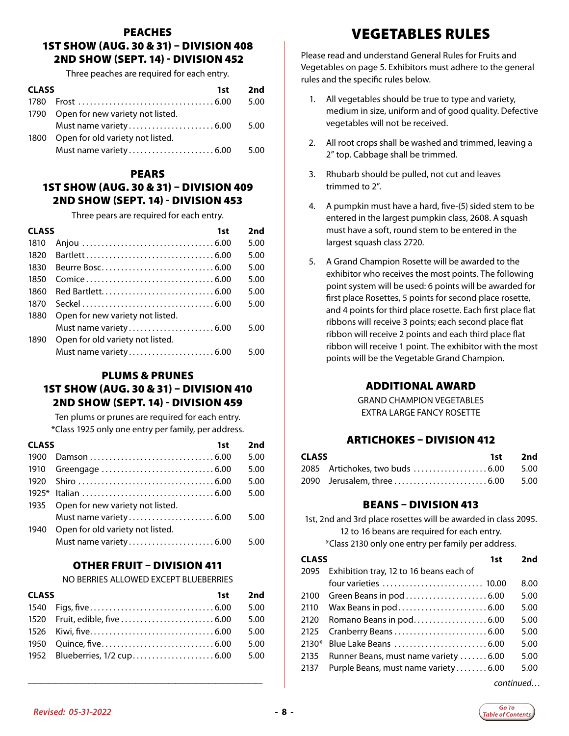## PEACHES
### 1ST SHOW (AUG. 30 & 31) – DIVISION 408
### 2ND SHOW (SEPT. 14) - DIVISION 452

Three peaches are required for each entry.

| CLASS | | 1st | 2nd |
|---|---|---|---|
| 1780 | Frost | 6.00 | 5.00 |
| 1790 | Open for new variety not listed. Must name variety | 6.00 | 5.00 |
| 1800 | Open for old variety not listed. Must name variety | 6.00 | 5.00 |

## PEARS
### 1ST SHOW (AUG. 30 & 31) – DIVISION 409
### 2ND SHOW (SEPT. 14) - DIVISION 453

Three pears are required for each entry.

| CLASS | | 1st | 2nd |
|---|---|---|---|
| 1810 | Anjou | 6.00 | 5.00 |
| 1820 | Bartlett | 6.00 | 5.00 |
| 1830 | Beurre Bosc | 6.00 | 5.00 |
| 1850 | Comice | 6.00 | 5.00 |
| 1860 | Red Bartlett | 6.00 | 5.00 |
| 1870 | Seckel | 6.00 | 5.00 |
| 1880 | Open for new variety not listed. Must name variety | 6.00 | 5.00 |
| 1890 | Open for old variety not listed. Must name variety | 6.00 | 5.00 |

## PLUMS & PRUNES
### 1ST SHOW (AUG. 30 & 31) – DIVISION 410
### 2ND SHOW (SEPT. 14) - DIVISION 459

Ten plums or prunes are required for each entry.
*Class 1925 only one entry per family, per address.

| CLASS | | 1st | 2nd |
|---|---|---|---|
| 1900 | Damson | 6.00 | 5.00 |
| 1910 | Greengage | 6.00 | 5.00 |
| 1920 | Shiro | 6.00 | 5.00 |
| 1925* | Italian | 6.00 | 5.00 |
| 1935 | Open for new variety not listed. Must name variety | 6.00 | 5.00 |
| 1940 | Open for old variety not listed. Must name variety | 6.00 | 5.00 |

## OTHER FRUIT – DIVISION 411

NO BERRIES ALLOWED EXCEPT BLUEBERRIES

| CLASS | | 1st | 2nd |
|---|---|---|---|
| 1540 | Figs, five | 6.00 | 5.00 |
| 1520 | Fruit, edible, five | 6.00 | 5.00 |
| 1526 | Kiwi, five | 6.00 | 5.00 |
| 1950 | Quince, five | 6.00 | 5.00 |
| 1952 | Blueberries, 1/2 cup | 6.00 | 5.00 |

# VEGETABLES RULES

Please read and understand General Rules for Fruits and Vegetables on page 5. Exhibitors must adhere to the general rules and the specific rules below.

1. All vegetables should be true to type and variety, medium in size, uniform and of good quality. Defective vegetables will not be received.
2. All root crops shall be washed and trimmed, leaving a 2″ top. Cabbage shall be trimmed.
3. Rhubarb should be pulled, not cut and leaves trimmed to 2″.
4. A pumpkin must have a hard, five-(5) sided stem to be entered in the largest pumpkin class, 2608. A squash must have a soft, round stem to be entered in the largest squash class 2720.
5. A Grand Champion Rosette will be awarded to the exhibitor who receives the most points. The following point system will be used: 6 points will be awarded for first place Rosettes, 5 points for second place rosette, and 4 points for third place rosette. Each first place flat ribbons will receive 3 points; each second place flat ribbon will receive 2 points and each third place flat ribbon will receive 1 point. The exhibitor with the most points will be the Vegetable Grand Champion.

## ADDITIONAL AWARD

GRAND CHAMPION VEGETABLES
EXTRA LARGE FANCY ROSETTE

## ARTICHOKES – DIVISION 412

| CLASS | | 1st | 2nd |
|---|---|---|---|
| 2085 | Artichokes, two buds | 6.00 | 5.00 |
| 2090 | Jerusalem, three | 6.00 | 5.00 |

## BEANS – DIVISION 413

1st, 2nd and 3rd place rosettes will be awarded in class 2095.
12 to 16 beans are required for each entry.
*Class 2130 only one entry per family per address.

| CLASS | | 1st | 2nd |
|---|---|---|---|
| 2095 | Exhibition tray, 12 to 16 beans each of four varieties | 10.00 | 8.00 |
| 2100 | Green Beans in pod | 6.00 | 5.00 |
| 2110 | Wax Beans in pod | 6.00 | 5.00 |
| 2120 | Romano Beans in pod | 6.00 | 5.00 |
| 2125 | Cranberry Beans | 6.00 | 5.00 |
| 2130* | Blue Lake Beans | 6.00 | 5.00 |
| 2135 | Runner Beans, must name variety | 6.00 | 5.00 |
| 2137 | Purple Beans, must name variety | 6.00 | 5.00 |

*continued…*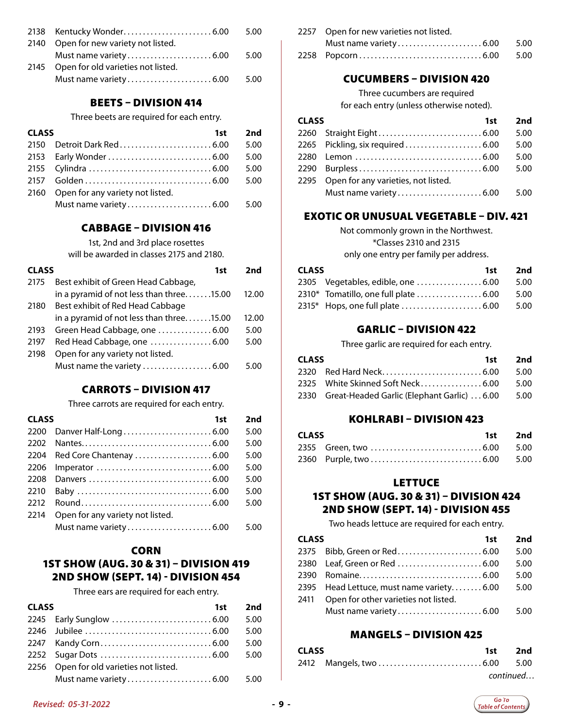| CLASS | | 1st | 2nd |
|---|---|---|---|
| 2138 | Kentucky Wonder | 6.00 | 5.00 |
| 2140 | Open for new variety not listed. Must name variety | 6.00 | 5.00 |
| 2145 | Open for old varieties not listed. Must name variety | 6.00 | 5.00 |

## BEETS – DIVISION 414

Three beets are required for each entry.

| CLASS | | 1st | 2nd |
|---|---|---|---|
| 2150 | Detroit Dark Red | 6.00 | 5.00 |
| 2153 | Early Wonder | 6.00 | 5.00 |
| 2155 | Cylindra | 6.00 | 5.00 |
| 2157 | Golden | 6.00 | 5.00 |
| 2160 | Open for any variety not listed. Must name variety | 6.00 | 5.00 |

## CABBAGE – DIVISION 416

1st, 2nd and 3rd place rosettes will be awarded in classes 2175 and 2180.

| CLASS | | 1st | 2nd |
|---|---|---|---|
| 2175 | Best exhibit of Green Head Cabbage, in a pyramid of not less than three | 15.00 | 12.00 |
| 2180 | Best exhibit of Red Head Cabbage in a pyramid of not less than three | 15.00 | 12.00 |
| 2193 | Green Head Cabbage, one | 6.00 | 5.00 |
| 2197 | Red Head Cabbage, one | 6.00 | 5.00 |
| 2198 | Open for any variety not listed. Must name the variety | 6.00 | 5.00 |

## CARROTS – DIVISION 417

Three carrots are required for each entry.

| CLASS | | 1st | 2nd |
|---|---|---|---|
| 2200 | Danver Half-Long | 6.00 | 5.00 |
| 2202 | Nantes | 6.00 | 5.00 |
| 2204 | Red Core Chantenay | 6.00 | 5.00 |
| 2206 | Imperator | 6.00 | 5.00 |
| 2208 | Danvers | 6.00 | 5.00 |
| 2210 | Baby | 6.00 | 5.00 |
| 2212 | Round | 6.00 | 5.00 |
| 2214 | Open for any variety not listed. Must name variety | 6.00 | 5.00 |

## CORN
## 1ST SHOW (AUG. 30 & 31) – DIVISION 419
## 2ND SHOW (SEPT. 14) - DIVISION 454

Three ears are required for each entry.

| CLASS | | 1st | 2nd |
|---|---|---|---|
| 2245 | Early Sunglow | 6.00 | 5.00 |
| 2246 | Jubilee | 6.00 | 5.00 |
| 2247 | Kandy Corn | 6.00 | 5.00 |
| 2252 | Sugar Dots | 6.00 | 5.00 |
| 2256 | Open for old varieties not listed. Must name variety | 6.00 | 5.00 |
| 2257 | Open for new varieties not listed. Must name variety | 6.00 | 5.00 |
| 2258 | Popcorn | 6.00 | 5.00 |

## CUCUMBERS – DIVISION 420

Three cucumbers are required for each entry (unless otherwise noted).

| CLASS | | 1st | 2nd |
|---|---|---|---|
| 2260 | Straight Eight | 6.00 | 5.00 |
| 2265 | Pickling, six required | 6.00 | 5.00 |
| 2280 | Lemon | 6.00 | 5.00 |
| 2290 | Burpless | 6.00 | 5.00 |
| 2295 | Open for any varieties, not listed. Must name variety | 6.00 | 5.00 |

## EXOTIC OR UNUSUAL VEGETABLE – DIV. 421

Not commonly grown in the Northwest.
*Classes 2310 and 2315 only one entry per family per address.

| CLASS | | 1st | 2nd |
|---|---|---|---|
| 2305 | Vegetables, edible, one | 6.00 | 5.00 |
| 2310* | Tomatillo, one full plate | 6.00 | 5.00 |
| 2315* | Hops, one full plate | 6.00 | 5.00 |

## GARLIC – DIVISION 422

Three garlic are required for each entry.

| CLASS | | 1st | 2nd |
|---|---|---|---|
| 2320 | Red Hard Neck | 6.00 | 5.00 |
| 2325 | White Skinned Soft Neck | 6.00 | 5.00 |
| 2330 | Great-Headed Garlic (Elephant Garlic) | 6.00 | 5.00 |

## KOHLRABI – DIVISION 423

| CLASS | | 1st | 2nd |
|---|---|---|---|
| 2355 | Green, two | 6.00 | 5.00 |
| 2360 | Purple, two | 6.00 | 5.00 |

## LETTUCE
## 1ST SHOW (AUG. 30 & 31) – DIVISION 424
## 2ND SHOW (SEPT. 14) - DIVISION 455

Two heads lettuce are required for each entry.

| CLASS | | 1st | 2nd |
|---|---|---|---|
| 2375 | Bibb, Green or Red | 6.00 | 5.00 |
| 2380 | Leaf, Green or Red | 6.00 | 5.00 |
| 2390 | Romaine | 6.00 | 5.00 |
| 2395 | Head Lettuce, must name variety | 6.00 | 5.00 |
| 2411 | Open for other varieties not listed. Must name variety | 6.00 | 5.00 |

## MANGELS – DIVISION 425

| CLASS | | 1st | 2nd |
|---|---|---|---|
| 2412 | Mangels, two | 6.00 | 5.00 |

*continued…*

*Revised: 05-31-2022*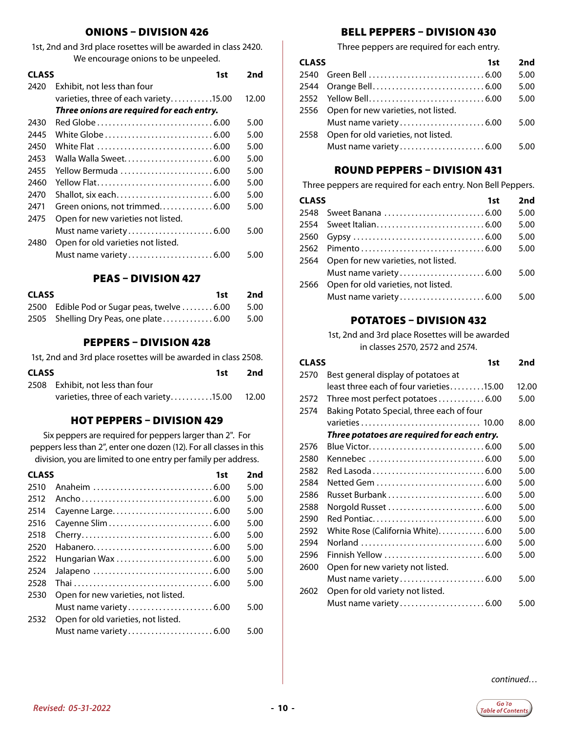## ONIONS – DIVISION 426

1st, 2nd and 3rd place rosettes will be awarded in class 2420. We encourage onions to be unpeeled.

| CLASS | | 1st | 2nd |
|---|---|---|---|
| 2420 | Exhibit, not less than four varieties, three of each variety | 15.00 | 12.00 |
| | ***Three onions are required for each entry.*** | | |
| 2430 | Red Globe | 6.00 | 5.00 |
| 2445 | White Globe | 6.00 | 5.00 |
| 2450 | White Flat | 6.00 | 5.00 |
| 2453 | Walla Walla Sweet | 6.00 | 5.00 |
| 2455 | Yellow Bermuda | 6.00 | 5.00 |
| 2460 | Yellow Flat | 6.00 | 5.00 |
| 2470 | Shallot, six each | 6.00 | 5.00 |
| 2471 | Green onions, not trimmed | 6.00 | 5.00 |
| 2475 | Open for new varieties not listed. Must name variety | 6.00 | 5.00 |
| 2480 | Open for old varieties not listed. Must name variety | 6.00 | 5.00 |

## PEAS – DIVISION 427

| CLASS | | 1st | 2nd |
|---|---|---|---|
| 2500 | Edible Pod or Sugar peas, twelve | 6.00 | 5.00 |
| 2505 | Shelling Dry Peas, one plate | 6.00 | 5.00 |

## PEPPERS – DIVISION 428

1st, 2nd and 3rd place rosettes will be awarded in class 2508.

| CLASS | | 1st | 2nd |
|---|---|---|---|
| 2508 | Exhibit, not less than four varieties, three of each variety | 15.00 | 12.00 |

## HOT PEPPERS – DIVISION 429

Six peppers are required for peppers larger than 2". For peppers less than 2", enter one dozen (12). For all classes in this division, you are limited to one entry per family per address.

| CLASS | | 1st | 2nd |
|---|---|---|---|
| 2510 | Anaheim | 6.00 | 5.00 |
| 2512 | Ancho | 6.00 | 5.00 |
| 2514 | Cayenne Large | 6.00 | 5.00 |
| 2516 | Cayenne Slim | 6.00 | 5.00 |
| 2518 | Cherry | 6.00 | 5.00 |
| 2520 | Habanero | 6.00 | 5.00 |
| 2522 | Hungarian Wax | 6.00 | 5.00 |
| 2524 | Jalapeno | 6.00 | 5.00 |
| 2528 | Thai | 6.00 | 5.00 |
| 2530 | Open for new varieties, not listed. Must name variety | 6.00 | 5.00 |
| 2532 | Open for old varieties, not listed. Must name variety | 6.00 | 5.00 |

## BELL PEPPERS – DIVISION 430

Three peppers are required for each entry.

| CLASS | | 1st | 2nd |
|---|---|---|---|
| 2540 | Green Bell | 6.00 | 5.00 |
| 2544 | Orange Bell | 6.00 | 5.00 |
| 2552 | Yellow Bell | 6.00 | 5.00 |
| 2556 | Open for new varieties, not listed. Must name variety | 6.00 | 5.00 |
| 2558 | Open for old varieties, not listed. Must name variety | 6.00 | 5.00 |

## ROUND PEPPERS – DIVISION 431

Three peppers are required for each entry. Non Bell Peppers.

| CLASS | | 1st | 2nd |
|---|---|---|---|
| 2548 | Sweet Banana | 6.00 | 5.00 |
| 2554 | Sweet Italian | 6.00 | 5.00 |
| 2560 | Gypsy | 6.00 | 5.00 |
| 2562 | Pimento | 6.00 | 5.00 |
| 2564 | Open for new varieties, not listed. Must name variety | 6.00 | 5.00 |
| 2566 | Open for old varieties, not listed. Must name variety | 6.00 | 5.00 |

## POTATOES – DIVISION 432

1st, 2nd and 3rd place Rosettes will be awarded in classes 2570, 2572 and 2574.

| CLASS | | 1st | 2nd |
|---|---|---|---|
| 2570 | Best general display of potatoes at least three each of four varieties | 15.00 | 12.00 |
| 2572 | Three most perfect potatoes | 6.00 | 5.00 |
| 2574 | Baking Potato Special, three each of four varieties | 10.00 | 8.00 |
| | ***Three potatoes are required for each entry.*** | | |
| 2576 | Blue Victor | 6.00 | 5.00 |
| 2580 | Kennebec | 6.00 | 5.00 |
| 2582 | Red Lasoda | 6.00 | 5.00 |
| 2584 | Netted Gem | 6.00 | 5.00 |
| 2586 | Russet Burbank | 6.00 | 5.00 |
| 2588 | Norgold Russet | 6.00 | 5.00 |
| 2590 | Red Pontiac | 6.00 | 5.00 |
| 2592 | White Rose (California White) | 6.00 | 5.00 |
| 2594 | Norland | 6.00 | 5.00 |
| 2596 | Finnish Yellow | 6.00 | 5.00 |
| 2600 | Open for new variety not listed. Must name variety | 6.00 | 5.00 |
| 2602 | Open for old variety not listed. Must name variety | 6.00 | 5.00 |

*continued…*

*Revised: 05-31-2022*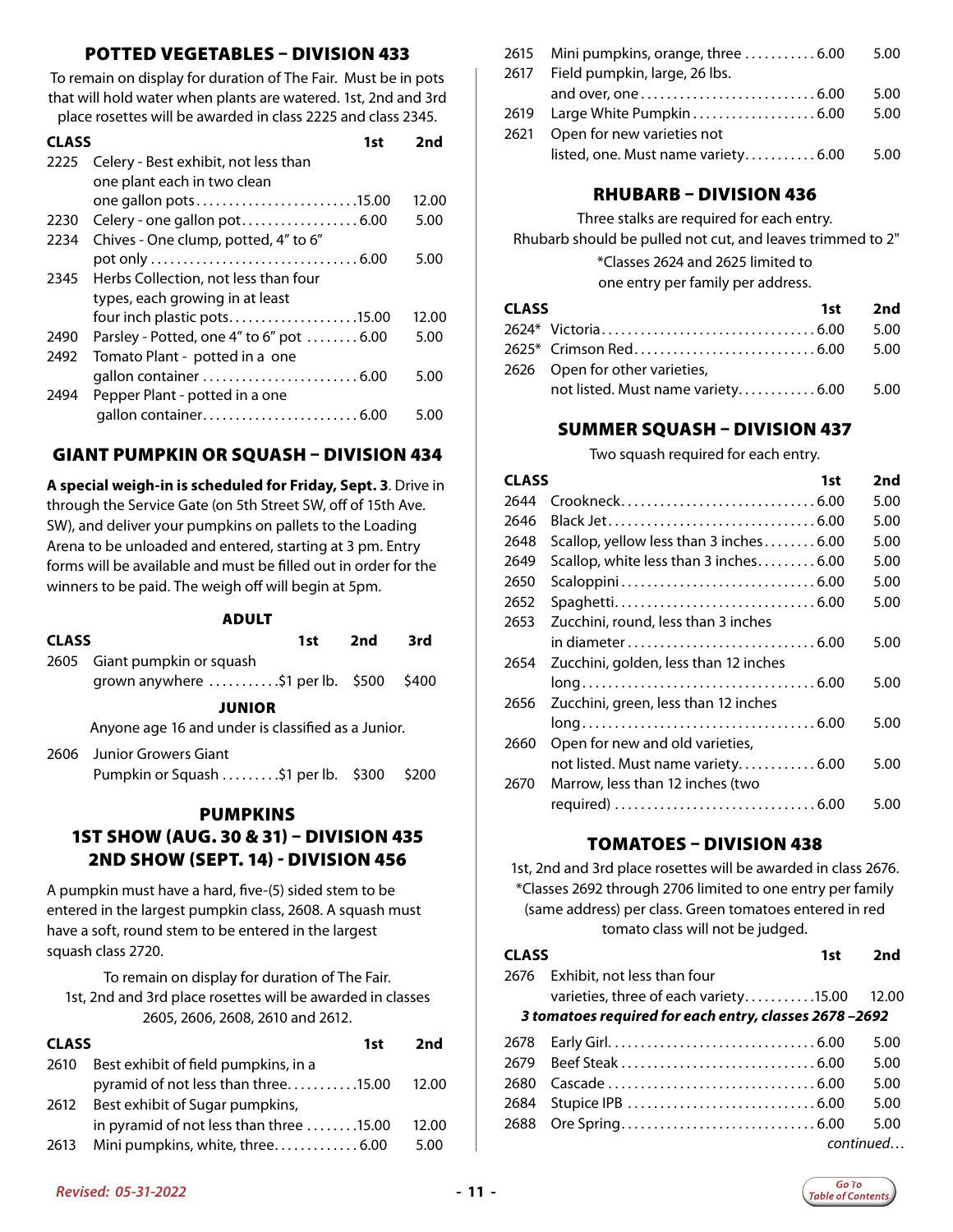## POTTED VEGETABLES – DIVISION 433

To remain on display for duration of The Fair. Must be in pots that will hold water when plants are watered. 1st, 2nd and 3rd place rosettes will be awarded in class 2225 and class 2345.

| CLASS | | 1st | 2nd |
|---|---|---|---|
| 2225 | Celery - Best exhibit, not less than one plant each in two clean one gallon pots | 15.00 | 12.00 |
| 2230 | Celery - one gallon pot | 6.00 | 5.00 |
| 2234 | Chives - One clump, potted, 4" to 6" pot only | 6.00 | 5.00 |
| 2345 | Herbs Collection, not less than four types, each growing in at least four inch plastic pots | 15.00 | 12.00 |
| 2490 | Parsley - Potted, one 4" to 6" pot | 6.00 | 5.00 |
| 2492 | Tomato Plant - potted in a one gallon container | 6.00 | 5.00 |
| 2494 | Pepper Plant - potted in a one gallon container | 6.00 | 5.00 |

## GIANT PUMPKIN OR SQUASH – DIVISION 434

**A special weigh-in is scheduled for Friday, Sept. 3**. Drive in through the Service Gate (on 5th Street SW, off of 15th Ave. SW), and deliver your pumpkins on pallets to the Loading Arena to be unloaded and entered, starting at 3 pm. Entry forms will be available and must be filled out in order for the winners to be paid. The weigh off will begin at 5pm.

### ADULT

| CLASS | | 1st | 2nd | 3rd |
|---|---|---|---|---|
| 2605 | Giant pumpkin or squash grown anywhere | $1 per lb. | $500 | $400 |

### JUNIOR

Anyone age 16 and under is classified as a Junior.

| CLASS | | 1st | 2nd | 3rd |
|---|---|---|---|---|
| 2606 | Junior Growers Giant Pumpkin or Squash | $1 per lb. | $300 | $200 |

## PUMPKINS
## 1ST SHOW (AUG. 30 & 31) – DIVISION 435
## 2ND SHOW (SEPT. 14) - DIVISION 456

A pumpkin must have a hard, five-(5) sided stem to be entered in the largest pumpkin class, 2608. A squash must have a soft, round stem to be entered in the largest squash class 2720.

To remain on display for duration of The Fair. 1st, 2nd and 3rd place rosettes will be awarded in classes 2605, 2606, 2608, 2610 and 2612.

| CLASS | | 1st | 2nd |
|---|---|---|---|
| 2610 | Best exhibit of field pumpkins, in a pyramid of not less than three | 15.00 | 12.00 |
| 2612 | Best exhibit of Sugar pumpkins, in pyramid of not less than three | 15.00 | 12.00 |
| 2613 | Mini pumpkins, white, three | 6.00 | 5.00 |
| 2615 | Mini pumpkins, orange, three | 6.00 | 5.00 |
| 2617 | Field pumpkin, large, 26 lbs. and over, one | 6.00 | 5.00 |
| 2619 | Large White Pumpkin | 6.00 | 5.00 |
| 2621 | Open for new varieties not listed, one. Must name variety | 6.00 | 5.00 |

## RHUBARB – DIVISION 436

Three stalks are required for each entry.
Rhubarb should be pulled not cut, and leaves trimmed to 2"
*Classes 2624 and 2625 limited to one entry per family per address.

| CLASS | | 1st | 2nd |
|---|---|---|---|
| 2624* | Victoria | 6.00 | 5.00 |
| 2625* | Crimson Red | 6.00 | 5.00 |
| 2626 | Open for other varieties, not listed. Must name variety | 6.00 | 5.00 |

## SUMMER SQUASH – DIVISION 437

Two squash required for each entry.

| CLASS | | 1st | 2nd |
|---|---|---|---|
| 2644 | Crookneck | 6.00 | 5.00 |
| 2646 | Black Jet | 6.00 | 5.00 |
| 2648 | Scallop, yellow less than 3 inches | 6.00 | 5.00 |
| 2649 | Scallop, white less than 3 inches | 6.00 | 5.00 |
| 2650 | Scaloppini | 6.00 | 5.00 |
| 2652 | Spaghetti | 6.00 | 5.00 |
| 2653 | Zucchini, round, less than 3 inches in diameter | 6.00 | 5.00 |
| 2654 | Zucchini, golden, less than 12 inches long | 6.00 | 5.00 |
| 2656 | Zucchini, green, less than 12 inches long | 6.00 | 5.00 |
| 2660 | Open for new and old varieties, not listed. Must name variety | 6.00 | 5.00 |
| 2670 | Marrow, less than 12 inches (two required) | 6.00 | 5.00 |

## TOMATOES – DIVISION 438

1st, 2nd and 3rd place rosettes will be awarded in class 2676.
*Classes 2692 through 2706 limited to one entry per family (same address) per class. Green tomatoes entered in red tomato class will not be judged.

| CLASS | | 1st | 2nd |
|---|---|---|---|
| 2676 | Exhibit, not less than four varieties, three of each variety | 15.00 | 12.00 |
| | ***3 tomatoes required for each entry, classes 2678 –2692*** | | |
| 2678 | Early Girl | 6.00 | 5.00 |
| 2679 | Beef Steak | 6.00 | 5.00 |
| 2680 | Cascade | 6.00 | 5.00 |
| 2684 | Stupice IPB | 6.00 | 5.00 |
| 2688 | Ore Spring | 6.00 | 5.00 |

*continued…*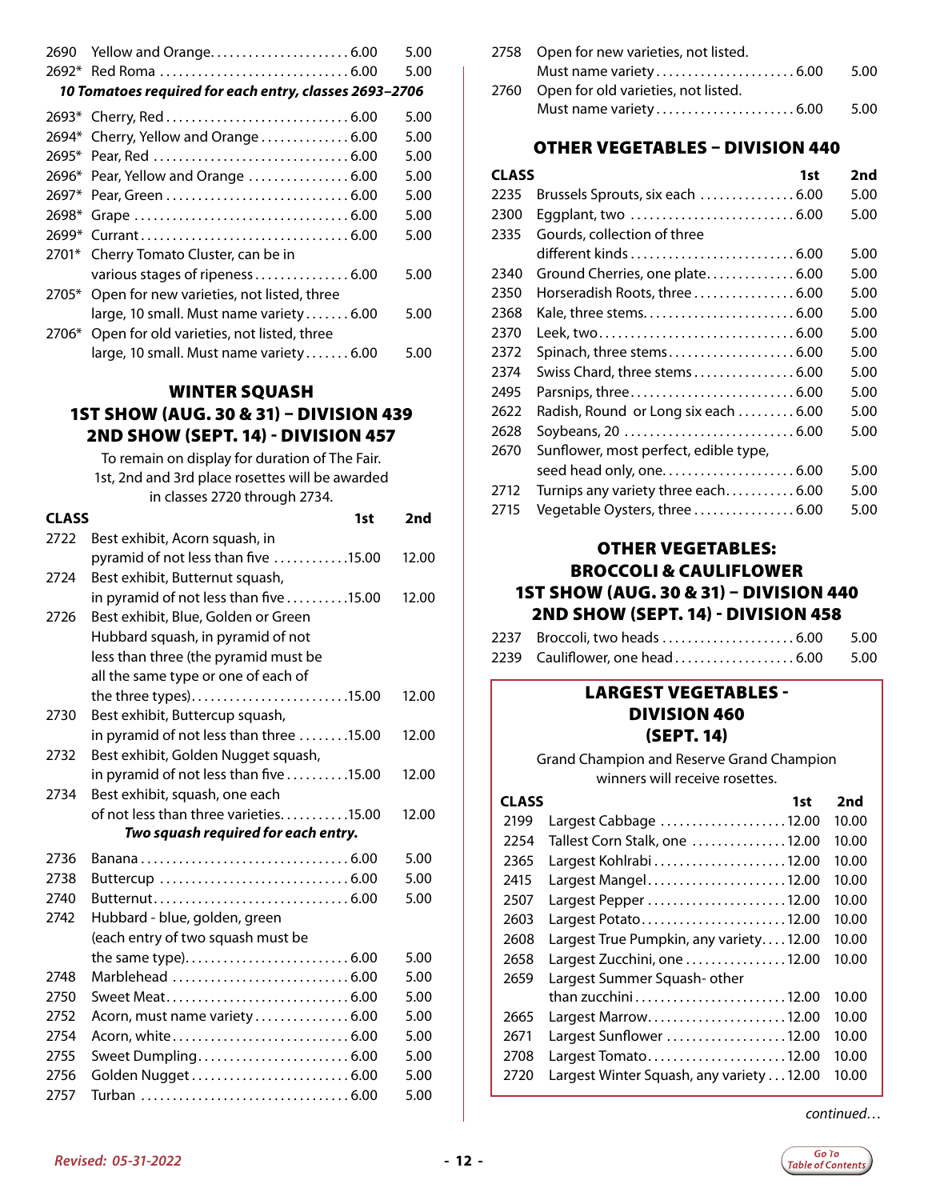| | | 1st | 2nd |
|---|---|---|---|
| 2690 | Yellow and Orange | 6.00 | 5.00 |
| 2692* | Red Roma | 6.00 | 5.00 |

***10 Tomatoes required for each entry, classes 2693–2706***

| | | 1st | 2nd |
|---|---|---|---|
| 2693* | Cherry, Red | 6.00 | 5.00 |
| 2694* | Cherry, Yellow and Orange | 6.00 | 5.00 |
| 2695* | Pear, Red | 6.00 | 5.00 |
| 2696* | Pear, Yellow and Orange | 6.00 | 5.00 |
| 2697* | Pear, Green | 6.00 | 5.00 |
| 2698* | Grape | 6.00 | 5.00 |
| 2699* | Currant | 6.00 | 5.00 |
| 2701* | Cherry Tomato Cluster, can be in various stages of ripeness | 6.00 | 5.00 |
| 2705* | Open for new varieties, not listed, three large, 10 small. Must name variety | 6.00 | 5.00 |
| 2706* | Open for old varieties, not listed, three large, 10 small. Must name variety | 6.00 | 5.00 |

## WINTER SQUASH 1ST SHOW (AUG. 30 & 31) – DIVISION 439 2ND SHOW (SEPT. 14) - DIVISION 457

To remain on display for duration of The Fair. 1st, 2nd and 3rd place rosettes will be awarded in classes 2720 through 2734.

| CLASS | | 1st | 2nd |
|---|---|---|---|
| 2722 | Best exhibit, Acorn squash, in pyramid of not less than five | 15.00 | 12.00 |
| 2724 | Best exhibit, Butternut squash, in pyramid of not less than five | 15.00 | 12.00 |
| 2726 | Best exhibit, Blue, Golden or Green Hubbard squash, in pyramid of not less than three (the pyramid must be all the same type or one of each of the three types) | 15.00 | 12.00 |
| 2730 | Best exhibit, Buttercup squash, in pyramid of not less than three | 15.00 | 12.00 |
| 2732 | Best exhibit, Golden Nugget squash, in pyramid of not less than five | 15.00 | 12.00 |
| 2734 | Best exhibit, squash, one each of not less than three varieties | 15.00 | 12.00 |

***Two squash required for each entry.***

| | | 1st | 2nd |
|---|---|---|---|
| 2736 | Banana | 6.00 | 5.00 |
| 2738 | Buttercup | 6.00 | 5.00 |
| 2740 | Butternut | 6.00 | 5.00 |
| 2742 | Hubbard - blue, golden, green (each entry of two squash must be the same type) | 6.00 | 5.00 |
| 2748 | Marblehead | 6.00 | 5.00 |
| 2750 | Sweet Meat | 6.00 | 5.00 |
| 2752 | Acorn, must name variety | 6.00 | 5.00 |
| 2754 | Acorn, white | 6.00 | 5.00 |
| 2755 | Sweet Dumpling | 6.00 | 5.00 |
| 2756 | Golden Nugget | 6.00 | 5.00 |
| 2757 | Turban | 6.00 | 5.00 |
| 2758 | Open for new varieties, not listed. Must name variety | 6.00 | 5.00 |
| 2760 | Open for old varieties, not listed. Must name variety | 6.00 | 5.00 |

## OTHER VEGETABLES – DIVISION 440

| CLASS | | 1st | 2nd |
|---|---|---|---|
| 2235 | Brussels Sprouts, six each | 6.00 | 5.00 |
| 2300 | Eggplant, two | 6.00 | 5.00 |
| 2335 | Gourds, collection of three different kinds | 6.00 | 5.00 |
| 2340 | Ground Cherries, one plate | 6.00 | 5.00 |
| 2350 | Horseradish Roots, three | 6.00 | 5.00 |
| 2368 | Kale, three stems | 6.00 | 5.00 |
| 2370 | Leek, two | 6.00 | 5.00 |
| 2372 | Spinach, three stems | 6.00 | 5.00 |
| 2374 | Swiss Chard, three stems | 6.00 | 5.00 |
| 2495 | Parsnips, three | 6.00 | 5.00 |
| 2622 | Radish, Round or Long six each | 6.00 | 5.00 |
| 2628 | Soybeans, 20 | 6.00 | 5.00 |
| 2670 | Sunflower, most perfect, edible type, seed head only, one | 6.00 | 5.00 |
| 2712 | Turnips any variety three each | 6.00 | 5.00 |
| 2715 | Vegetable Oysters, three | 6.00 | 5.00 |

## OTHER VEGETABLES: BROCCOLI & CAULIFLOWER 1ST SHOW (AUG. 30 & 31) – DIVISION 440 2ND SHOW (SEPT. 14) - DIVISION 458

| | | 1st | 2nd |
|---|---|---|---|
| 2237 | Broccoli, two heads | 6.00 | 5.00 |
| 2239 | Cauliflower, one head | 6.00 | 5.00 |

## LARGEST VEGETABLES - DIVISION 460 (SEPT. 14)

Grand Champion and Reserve Grand Champion winners will receive rosettes.

| CLASS | | 1st | 2nd |
|---|---|---|---|
| 2199 | Largest Cabbage | 12.00 | 10.00 |
| 2254 | Tallest Corn Stalk, one | 12.00 | 10.00 |
| 2365 | Largest Kohlrabi | 12.00 | 10.00 |
| 2415 | Largest Mangel | 12.00 | 10.00 |
| 2507 | Largest Pepper | 12.00 | 10.00 |
| 2603 | Largest Potato | 12.00 | 10.00 |
| 2608 | Largest True Pumpkin, any variety | 12.00 | 10.00 |
| 2658 | Largest Zucchini, one | 12.00 | 10.00 |
| 2659 | Largest Summer Squash- other than zucchini | 12.00 | 10.00 |
| 2665 | Largest Marrow | 12.00 | 10.00 |
| 2671 | Largest Sunflower | 12.00 | 10.00 |
| 2708 | Largest Tomato | 12.00 | 10.00 |
| 2720 | Largest Winter Squash, any variety | 12.00 | 10.00 |

*continued…*

*Revised: 05-31-2022*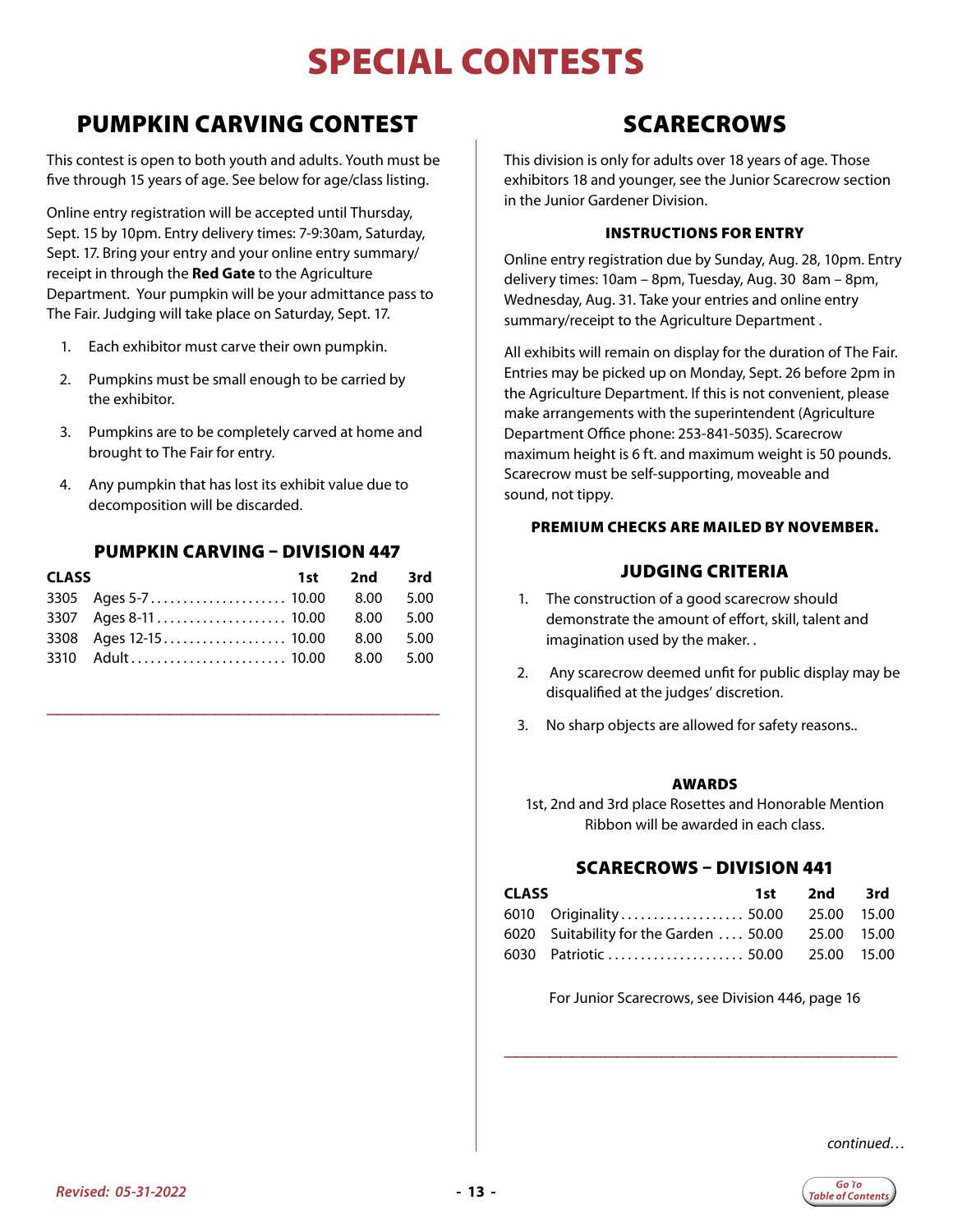# SPECIAL CONTESTS

## PUMPKIN CARVING CONTEST

This contest is open to both youth and adults. Youth must be five through 15 years of age. See below for age/class listing.

Online entry registration will be accepted until Thursday, Sept. 15 by 10pm. Entry delivery times: 7-9:30am, Saturday, Sept. 17. Bring your entry and your online entry summary/receipt in through the **Red Gate** to the Agriculture Department. Your pumpkin will be your admittance pass to The Fair. Judging will take place on Saturday, Sept. 17.

1. Each exhibitor must carve their own pumpkin.
2. Pumpkins must be small enough to be carried by the exhibitor.
3. Pumpkins are to be completely carved at home and brought to The Fair for entry.
4. Any pumpkin that has lost its exhibit value due to decomposition will be discarded.

### PUMPKIN CARVING – DIVISION 447

| CLASS | | 1st | 2nd | 3rd |
|---|---|---|---|---|
| 3305 | Ages 5-7 | 10.00 | 8.00 | 5.00 |
| 3307 | Ages 8-11 | 10.00 | 8.00 | 5.00 |
| 3308 | Ages 12-15 | 10.00 | 8.00 | 5.00 |
| 3310 | Adult | 10.00 | 8.00 | 5.00 |

## SCARECROWS

This division is only for adults over 18 years of age. Those exhibitors 18 and younger, see the Junior Scarecrow section in the Junior Gardener Division.

### INSTRUCTIONS FOR ENTRY

Online entry registration due by Sunday, Aug. 28, 10pm. Entry delivery times: 10am – 8pm, Tuesday, Aug. 30 8am – 8pm, Wednesday, Aug. 31. Take your entries and online entry summary/receipt to the Agriculture Department .

All exhibits will remain on display for the duration of The Fair. Entries may be picked up on Monday, Sept. 26 before 2pm in the Agriculture Department. If this is not convenient, please make arrangements with the superintendent (Agriculture Department Office phone: 253-841-5035). Scarecrow maximum height is 6 ft. and maximum weight is 50 pounds. Scarecrow must be self-supporting, moveable and sound, not tippy.

**PREMIUM CHECKS ARE MAILED BY NOVEMBER.**

### JUDGING CRITERIA

1. The construction of a good scarecrow should demonstrate the amount of effort, skill, talent and imagination used by the maker. .
2. Any scarecrow deemed unfit for public display may be disqualified at the judges' discretion.
3. No sharp objects are allowed for safety reasons..

### AWARDS

1st, 2nd and 3rd place Rosettes and Honorable Mention Ribbon will be awarded in each class.

### SCARECROWS – DIVISION 441

| CLASS | | 1st | 2nd | 3rd |
|---|---|---|---|---|
| 6010 | Originality | 50.00 | 25.00 | 15.00 |
| 6020 | Suitability for the Garden | 50.00 | 25.00 | 15.00 |
| 6030 | Patriotic | 50.00 | 25.00 | 15.00 |

For Junior Scarecrows, see Division 446, page 16

*continued…*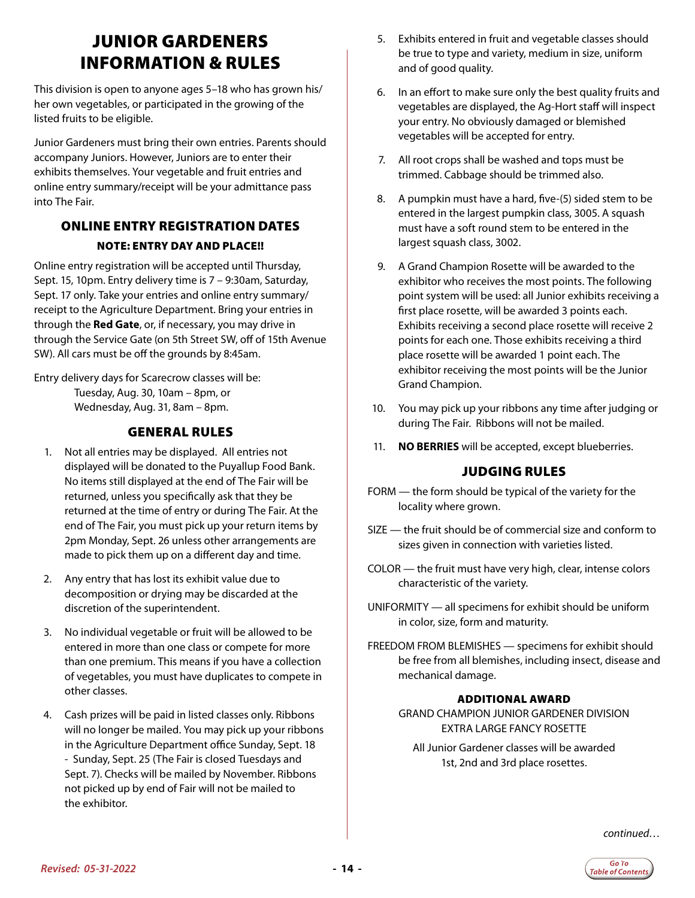# JUNIOR GARDENERS INFORMATION & RULES

This division is open to anyone ages 5–18 who has grown his/her own vegetables, or participated in the growing of the listed fruits to be eligible.

Junior Gardeners must bring their own entries. Parents should accompany Juniors. However, Juniors are to enter their exhibits themselves. Your vegetable and fruit entries and online entry summary/receipt will be your admittance pass into The Fair.

## ONLINE ENTRY REGISTRATION DATES

### NOTE: ENTRY DAY AND PLACE!!

Online entry registration will be accepted until Thursday, Sept. 15, 10pm. Entry delivery time is 7 – 9:30am, Saturday, Sept. 17 only. Take your entries and online entry summary/receipt to the Agriculture Department. Bring your entries in through the **Red Gate**, or, if necessary, you may drive in through the Service Gate (on 5th Street SW, off of 15th Avenue SW). All cars must be off the grounds by 8:45am.

Entry delivery days for Scarecrow classes will be:
Tuesday, Aug. 30, 10am – 8pm, or
Wednesday, Aug. 31, 8am – 8pm.

## GENERAL RULES

1. Not all entries may be displayed. All entries not displayed will be donated to the Puyallup Food Bank. No items still displayed at the end of The Fair will be returned, unless you specifically ask that they be returned at the time of entry or during The Fair. At the end of The Fair, you must pick up your return items by 2pm Monday, Sept. 26 unless other arrangements are made to pick them up on a different day and time.
2. Any entry that has lost its exhibit value due to decomposition or drying may be discarded at the discretion of the superintendent.
3. No individual vegetable or fruit will be allowed to be entered in more than one class or compete for more than one premium. This means if you have a collection of vegetables, you must have duplicates to compete in other classes.
4. Cash prizes will be paid in listed classes only. Ribbons will no longer be mailed. You may pick up your ribbons in the Agriculture Department office Sunday, Sept. 18 - Sunday, Sept. 25 (The Fair is closed Tuesdays and Sept. 7). Checks will be mailed by November. Ribbons not picked up by end of Fair will not be mailed to the exhibitor.
5. Exhibits entered in fruit and vegetable classes should be true to type and variety, medium in size, uniform and of good quality.
6. In an effort to make sure only the best quality fruits and vegetables are displayed, the Ag-Hort staff will inspect your entry. No obviously damaged or blemished vegetables will be accepted for entry.
7. All root crops shall be washed and tops must be trimmed. Cabbage should be trimmed also.
8. A pumpkin must have a hard, five-(5) sided stem to be entered in the largest pumpkin class, 3005. A squash must have a soft round stem to be entered in the largest squash class, 3002.
9. A Grand Champion Rosette will be awarded to the exhibitor who receives the most points. The following point system will be used: all Junior exhibits receiving a first place rosette, will be awarded 3 points each. Exhibits receiving a second place rosette will receive 2 points for each one. Those exhibits receiving a third place rosette will be awarded 1 point each. The exhibitor receiving the most points will be the Junior Grand Champion.
10. You may pick up your ribbons any time after judging or during The Fair. Ribbons will not be mailed.
11. **NO BERRIES** will be accepted, except blueberries.

## JUDGING RULES

FORM — the form should be typical of the variety for the locality where grown.

SIZE — the fruit should be of commercial size and conform to sizes given in connection with varieties listed.

COLOR — the fruit must have very high, clear, intense colors characteristic of the variety.

UNIFORMITY — all specimens for exhibit should be uniform in color, size, form and maturity.

FREEDOM FROM BLEMISHES — specimens for exhibit should be free from all blemishes, including insect, disease and mechanical damage.

### ADDITIONAL AWARD

GRAND CHAMPION JUNIOR GARDENER DIVISION
EXTRA LARGE FANCY ROSETTE

All Junior Gardener classes will be awarded 1st, 2nd and 3rd place rosettes.

*continued…*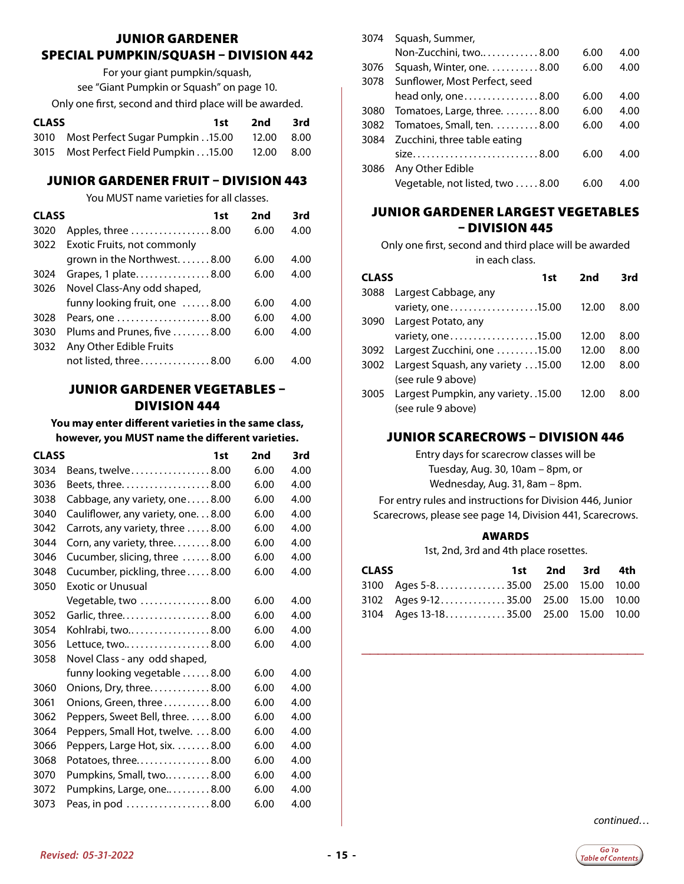## JUNIOR GARDENER SPECIAL PUMPKIN/SQUASH – DIVISION 442

For your giant pumpkin/squash, see "Giant Pumpkin or Squash" on page 10.

Only one first, second and third place will be awarded.

| CLASS | | 1st | 2nd | 3rd |
|---|---|---|---|---|
| 3010 | Most Perfect Sugar Pumpkin | 15.00 | 12.00 | 8.00 |
| 3015 | Most Perfect Field Pumpkin | 15.00 | 12.00 | 8.00 |

## JUNIOR GARDENER FRUIT – DIVISION 443

You MUST name varieties for all classes.

| CLASS | | 1st | 2nd | 3rd |
|---|---|---|---|---|
| 3020 | Apples, three | 8.00 | 6.00 | 4.00 |
| 3022 | Exotic Fruits, not commonly grown in the Northwest | 8.00 | 6.00 | 4.00 |
| 3024 | Grapes, 1 plate | 8.00 | 6.00 | 4.00 |
| 3026 | Novel Class-Any odd shaped, funny looking fruit, one | 8.00 | 6.00 | 4.00 |
| 3028 | Pears, one | 8.00 | 6.00 | 4.00 |
| 3030 | Plums and Prunes, five | 8.00 | 6.00 | 4.00 |
| 3032 | Any Other Edible Fruits not listed, three | 8.00 | 6.00 | 4.00 |

## JUNIOR GARDENER VEGETABLES – DIVISION 444

**You may enter different varieties in the same class, however, you MUST name the different varieties.**

| CLASS | | 1st | 2nd | 3rd |
|---|---|---|---|---|
| 3034 | Beans, twelve | 8.00 | 6.00 | 4.00 |
| 3036 | Beets, three | 8.00 | 6.00 | 4.00 |
| 3038 | Cabbage, any variety, one | 8.00 | 6.00 | 4.00 |
| 3040 | Cauliflower, any variety, one | 8.00 | 6.00 | 4.00 |
| 3042 | Carrots, any variety, three | 8.00 | 6.00 | 4.00 |
| 3044 | Corn, any variety, three | 8.00 | 6.00 | 4.00 |
| 3046 | Cucumber, slicing, three | 8.00 | 6.00 | 4.00 |
| 3048 | Cucumber, pickling, three | 8.00 | 6.00 | 4.00 |
| 3050 | Exotic or Unusual Vegetable, two | 8.00 | 6.00 | 4.00 |
| 3052 | Garlic, three | 8.00 | 6.00 | 4.00 |
| 3054 | Kohlrabi, two | 8.00 | 6.00 | 4.00 |
| 3056 | Lettuce, two | 8.00 | 6.00 | 4.00 |
| 3058 | Novel Class - any odd shaped, funny looking vegetable | 8.00 | 6.00 | 4.00 |
| 3060 | Onions, Dry, three | 8.00 | 6.00 | 4.00 |
| 3061 | Onions, Green, three | 8.00 | 6.00 | 4.00 |
| 3062 | Peppers, Sweet Bell, three | 8.00 | 6.00 | 4.00 |
| 3064 | Peppers, Small Hot, twelve | 8.00 | 6.00 | 4.00 |
| 3066 | Peppers, Large Hot, six | 8.00 | 6.00 | 4.00 |
| 3068 | Potatoes, three | 8.00 | 6.00 | 4.00 |
| 3070 | Pumpkins, Small, two | 8.00 | 6.00 | 4.00 |
| 3072 | Pumpkins, Large, one | 8.00 | 6.00 | 4.00 |
| 3073 | Peas, in pod | 8.00 | 6.00 | 4.00 |
| 3074 | Squash, Summer, Non-Zucchini, two | 8.00 | 6.00 | 4.00 |
| 3076 | Squash, Winter, one | 8.00 | 6.00 | 4.00 |
| 3078 | Sunflower, Most Perfect, seed head only, one | 8.00 | 6.00 | 4.00 |
| 3080 | Tomatoes, Large, three | 8.00 | 6.00 | 4.00 |
| 3082 | Tomatoes, Small, ten | 8.00 | 6.00 | 4.00 |
| 3084 | Zucchini, three table eating size | 8.00 | 6.00 | 4.00 |
| 3086 | Any Other Edible Vegetable, not listed, two | 8.00 | 6.00 | 4.00 |

## JUNIOR GARDENER LARGEST VEGETABLES – DIVISION 445

Only one first, second and third place will be awarded in each class.

| CLASS | | 1st | 2nd | 3rd |
|---|---|---|---|---|
| 3088 | Largest Cabbage, any variety, one | 15.00 | 12.00 | 8.00 |
| 3090 | Largest Potato, any variety, one | 15.00 | 12.00 | 8.00 |
| 3092 | Largest Zucchini, one | 15.00 | 12.00 | 8.00 |
| 3002 | Largest Squash, any variety (see rule 9 above) | 15.00 | 12.00 | 8.00 |
| 3005 | Largest Pumpkin, any variety (see rule 9 above) | 15.00 | 12.00 | 8.00 |

## JUNIOR SCARECROWS – DIVISION 446

Entry days for scarecrow classes will be Tuesday, Aug. 30, 10am – 8pm, or Wednesday, Aug. 31, 8am – 8pm.

For entry rules and instructions for Division 446, Junior Scarecrows, please see page 14, Division 441, Scarecrows.

### AWARDS

1st, 2nd, 3rd and 4th place rosettes.

| CLASS | | 1st | 2nd | 3rd | 4th |
|---|---|---|---|---|---|
| 3100 | Ages 5-8 | 35.00 | 25.00 | 15.00 | 10.00 |
| 3102 | Ages 9-12 | 35.00 | 25.00 | 15.00 | 10.00 |
| 3104 | Ages 13-18 | 35.00 | 25.00 | 15.00 | 10.00 |

*continued…*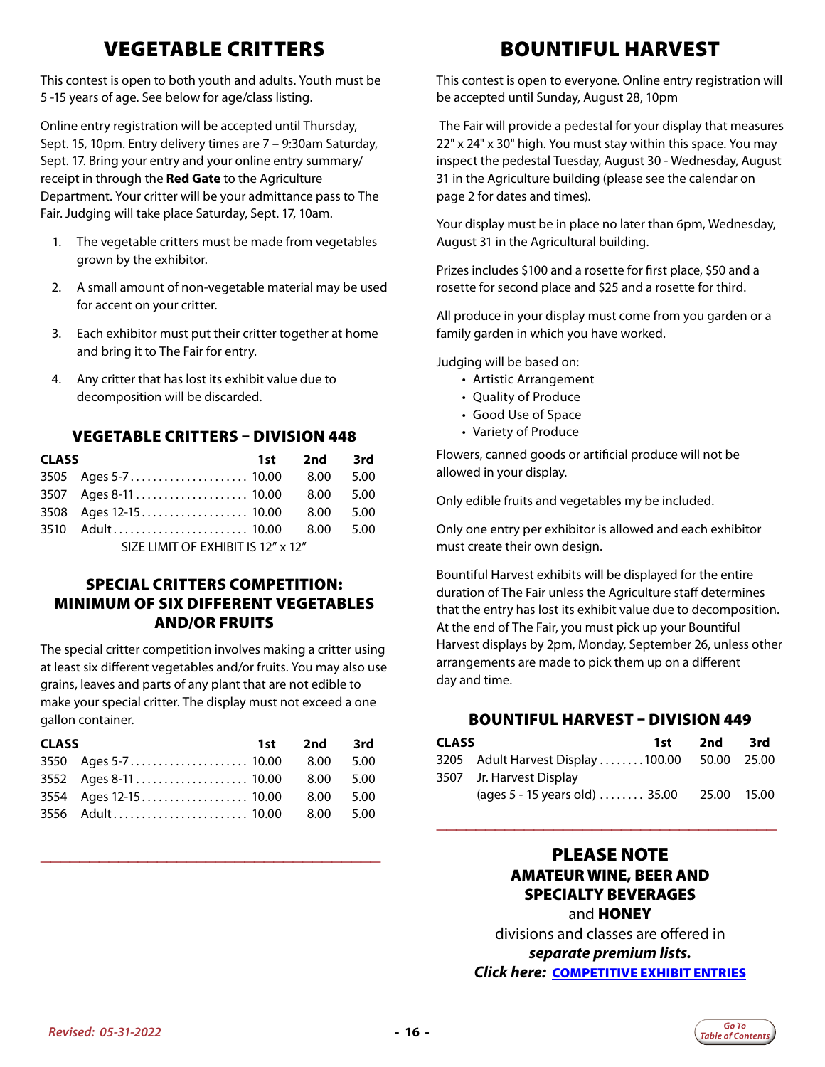# VEGETABLE CRITTERS

This contest is open to both youth and adults. Youth must be 5 -15 years of age. See below for age/class listing.

Online entry registration will be accepted until Thursday, Sept. 15, 10pm. Entry delivery times are 7 – 9:30am Saturday, Sept. 17. Bring your entry and your online entry summary/receipt in through the **Red Gate** to the Agriculture Department. Your critter will be your admittance pass to The Fair. Judging will take place Saturday, Sept. 17, 10am.

1. The vegetable critters must be made from vegetables grown by the exhibitor.
2. A small amount of non-vegetable material may be used for accent on your critter.
3. Each exhibitor must put their critter together at home and bring it to The Fair for entry.
4. Any critter that has lost its exhibit value due to decomposition will be discarded.

## VEGETABLE CRITTERS – DIVISION 448

| CLASS | | 1st | 2nd | 3rd |
|---|---|---|---|---|
| 3505 | Ages 5-7 | 10.00 | 8.00 | 5.00 |
| 3507 | Ages 8-11 | 10.00 | 8.00 | 5.00 |
| 3508 | Ages 12-15 | 10.00 | 8.00 | 5.00 |
| 3510 | Adult | 10.00 | 8.00 | 5.00 |

SIZE LIMIT OF EXHIBIT IS 12" x 12"

## SPECIAL CRITTERS COMPETITION: MINIMUM OF SIX DIFFERENT VEGETABLES AND/OR FRUITS

The special critter competition involves making a critter using at least six different vegetables and/or fruits. You may also use grains, leaves and parts of any plant that are not edible to make your special critter. The display must not exceed a one gallon container.

| CLASS | | 1st | 2nd | 3rd |
|---|---|---|---|---|
| 3550 | Ages 5-7 | 10.00 | 8.00 | 5.00 |
| 3552 | Ages 8-11 | 10.00 | 8.00 | 5.00 |
| 3554 | Ages 12-15 | 10.00 | 8.00 | 5.00 |
| 3556 | Adult | 10.00 | 8.00 | 5.00 |

# BOUNTIFUL HARVEST

This contest is open to everyone. Online entry registration will be accepted until Sunday, August 28, 10pm

The Fair will provide a pedestal for your display that measures 22" x 24" x 30" high. You must stay within this space. You may inspect the pedestal Tuesday, August 30 - Wednesday, August 31 in the Agriculture building (please see the calendar on page 2 for dates and times).

Your display must be in place no later than 6pm, Wednesday, August 31 in the Agricultural building.

Prizes includes $100 and a rosette for first place, $50 and a rosette for second place and $25 and a rosette for third.

All produce in your display must come from you garden or a family garden in which you have worked.

Judging will be based on:

- Artistic Arrangement
- Quality of Produce
- Good Use of Space
- Variety of Produce

Flowers, canned goods or artificial produce will not be allowed in your display.

Only edible fruits and vegetables my be included.

Only one entry per exhibitor is allowed and each exhibitor must create their own design.

Bountiful Harvest exhibits will be displayed for the entire duration of The Fair unless the Agriculture staff determines that the entry has lost its exhibit value due to decomposition. At the end of The Fair, you must pick up your Bountiful Harvest displays by 2pm, Monday, September 26, unless other arrangements are made to pick them up on a different day and time.

## BOUNTIFUL HARVEST – DIVISION 449

| CLASS | | 1st | 2nd | 3rd |
|---|---|---|---|---|
| 3205 | Adult Harvest Display | 100.00 | 50.00 | 25.00 |
| 3507 | Jr. Harvest Display (ages 5 - 15 years old) | 35.00 | 25.00 | 15.00 |

## PLEASE NOTE

**AMATEUR WINE, BEER AND SPECIALTY BEVERAGES**

and **HONEY**

divisions and classes are offered in ***separate premium lists.***

***Click here:*** **COMPETITIVE EXHIBIT ENTRIES**

*Revised: 05-31-2022*